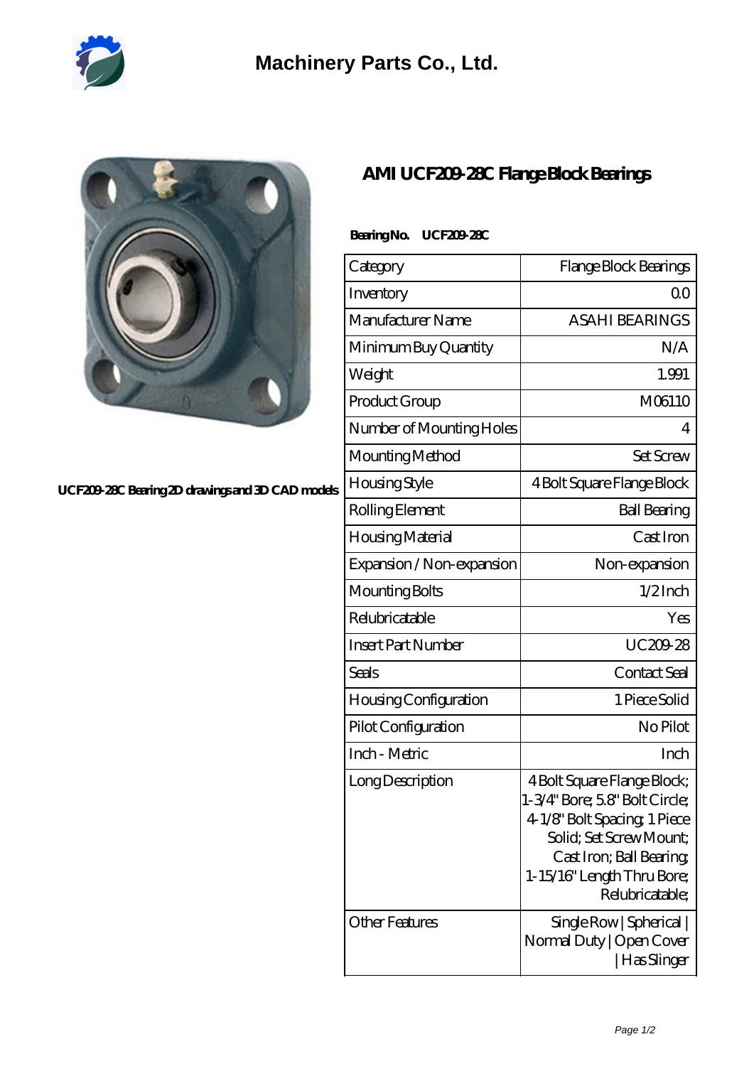# Machinery Parts Co., Ltd.

UCF209-28C Bearing 2D drawings and 3D CAD models

## AMI UCF209-28C Flange Block Bearings

**Bearing No. UCF209-28C**

| Category | Flange Block Bearings |
|---|---|
| Inventory | 0.0 |
| Manufacturer Name | ASAHI BEARINGS |
| Minimum Buy Quantity | N/A |
| Weight | 1.991 |
| Product Group | M06110 |
| Number of Mounting Holes | 4 |
| Mounting Method | Set Screw |
| Housing Style | 4 Bolt Square Flange Block |
| Rolling Element | Ball Bearing |
| Housing Material | Cast Iron |
| Expansion / Non-expansion | Non-expansion |
| Mounting Bolts | 1/2 Inch |
| Relubricatable | Yes |
| Insert Part Number | UC209-28 |
| Seals | Contact Seal |
| Housing Configuration | 1 Piece Solid |
| Pilot Configuration | No Pilot |
| Inch - Metric | Inch |
| Long Description | 4 Bolt Square Flange Block; 1-3/4" Bore; 5.8" Bolt Circle; 4-1/8" Bolt Spacing; 1 Piece Solid; Set Screw Mount; Cast Iron; Ball Bearing; 1-15/16" Length Thru Bore; Relubricatable; |
| Other Features | Single Row \| Spherical \| Normal Duty \| Open Cover \| Has Slinger |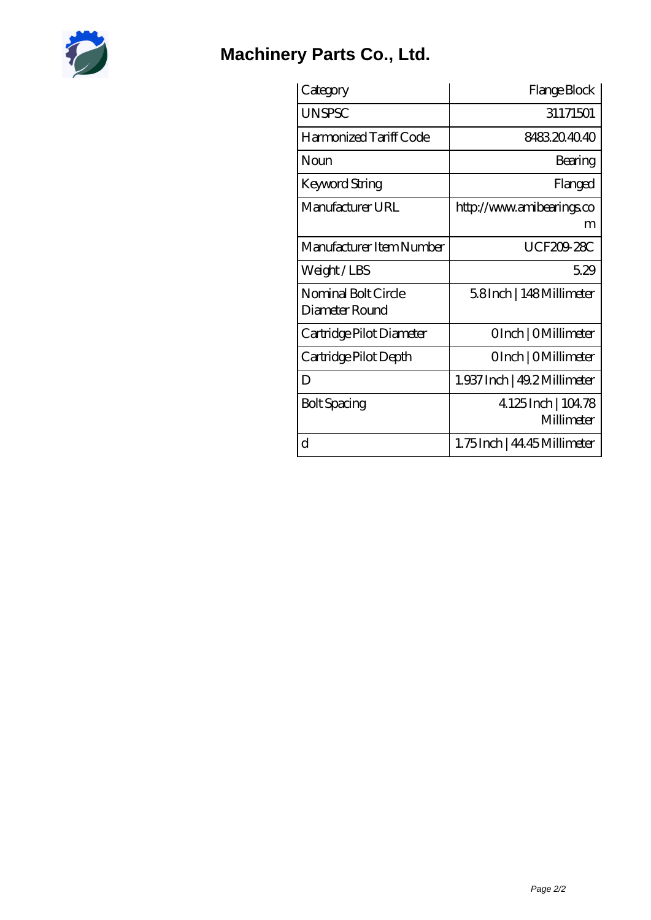# Machinery Parts Co., Ltd.

| | |
|---|---|
| Category | Flange Block |
| UNSPSC | 31171501 |
| Harmonized Tariff Code | 8483.20.40.40 |
| Noun | Bearing |
| Keyword String | Flanged |
| Manufacturer URL | http://www.amibearings.com |
| Manufacturer Item Number | UCF209-28C |
| Weight / LBS | 5.29 |
| Nominal Bolt Circle Diameter Round | 5.8 Inch \| 148 Millimeter |
| Cartridge Pilot Diameter | 0 Inch \| 0 Millimeter |
| Cartridge Pilot Depth | 0 Inch \| 0 Millimeter |
| D | 1.937 Inch \| 49.2 Millimeter |
| Bolt Spacing | 4.125 Inch \| 104.78 Millimeter |
| d | 1.75 Inch \| 44.45 Millimeter |